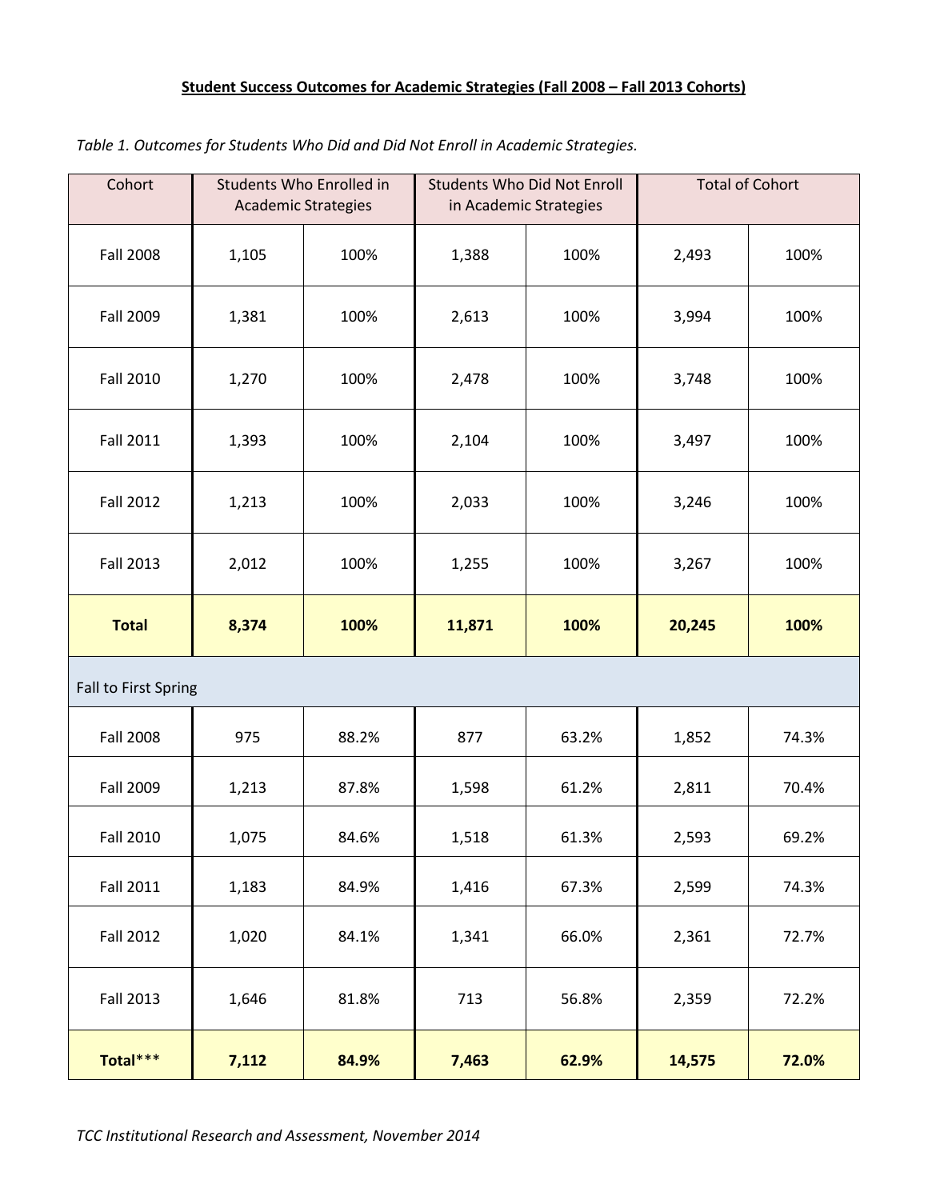**Student Success Outcomes for Academic Strategies (Fall 2008 – Fall 2013 Cohorts)**

*Table 1. Outcomes for Students Who Did and Did Not Enroll in Academic Strategies.*

| Cohort | Students Who Enrolled in Academic Strategies | | Students Who Did Not Enroll in Academic Strategies | | Total of Cohort | |
|---|---|---|---|---|---|---|
| Fall 2008 | 1,105 | 100% | 1,388 | 100% | 2,493 | 100% |
| Fall 2009 | 1,381 | 100% | 2,613 | 100% | 3,994 | 100% |
| Fall 2010 | 1,270 | 100% | 2,478 | 100% | 3,748 | 100% |
| Fall 2011 | 1,393 | 100% | 2,104 | 100% | 3,497 | 100% |
| Fall 2012 | 1,213 | 100% | 2,033 | 100% | 3,246 | 100% |
| Fall 2013 | 2,012 | 100% | 1,255 | 100% | 3,267 | 100% |
| **Total** | **8,374** | **100%** | **11,871** | **100%** | **20,245** | **100%** |
| Fall to First Spring | | | | | | |
| Fall 2008 | 975 | 88.2% | 877 | 63.2% | 1,852 | 74.3% |
| Fall 2009 | 1,213 | 87.8% | 1,598 | 61.2% | 2,811 | 70.4% |
| Fall 2010 | 1,075 | 84.6% | 1,518 | 61.3% | 2,593 | 69.2% |
| Fall 2011 | 1,183 | 84.9% | 1,416 | 67.3% | 2,599 | 74.3% |
| Fall 2012 | 1,020 | 84.1% | 1,341 | 66.0% | 2,361 | 72.7% |
| Fall 2013 | 1,646 | 81.8% | 713 | 56.8% | 2,359 | 72.2% |
| **Total*** ** | **7,112** | **84.9%** | **7,463** | **62.9%** | **14,575** | **72.0%** |

*TCC Institutional Research and Assessment, November 2014*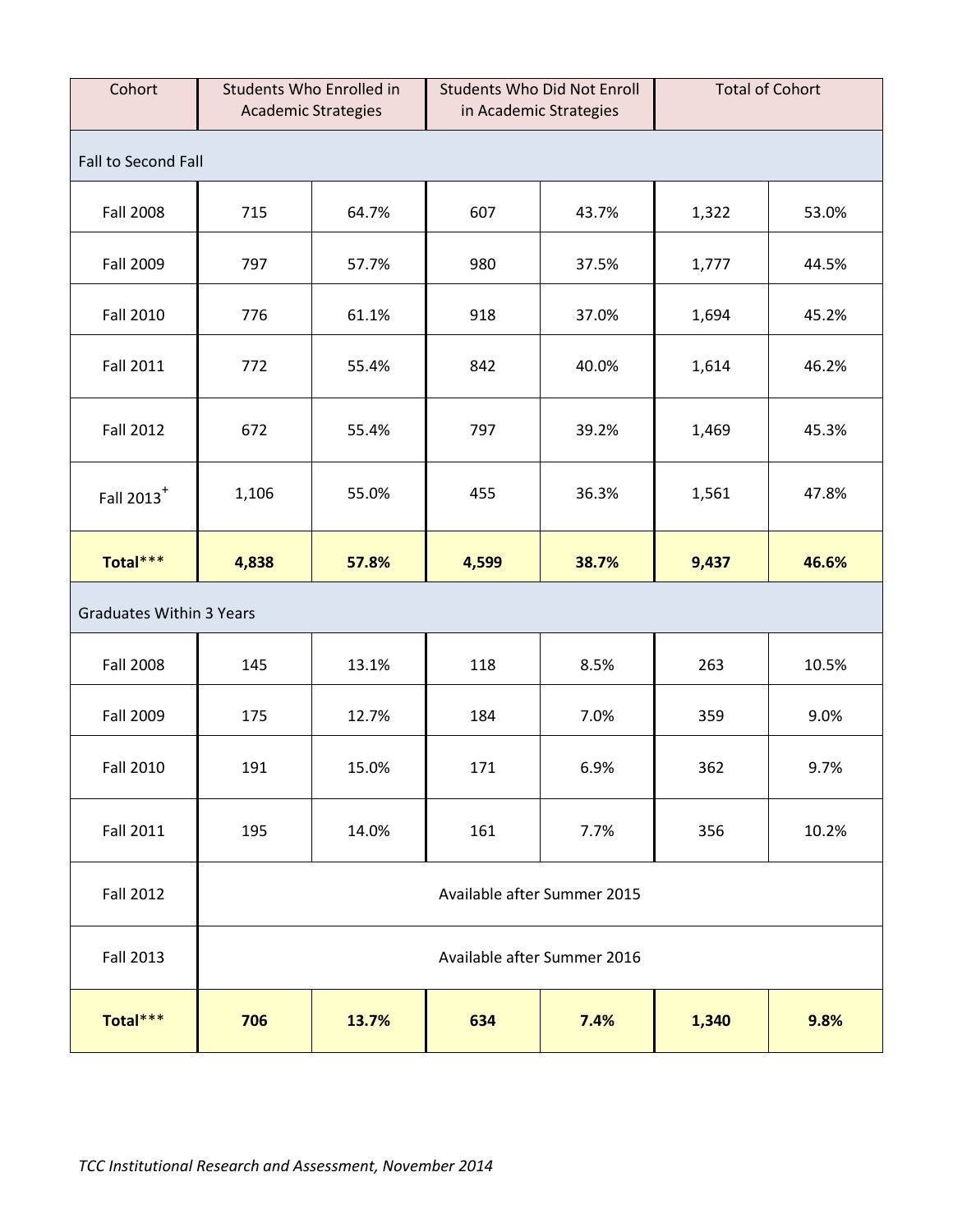| Cohort | Students Who Enrolled in Academic Strategies | | Students Who Did Not Enroll in Academic Strategies | | Total of Cohort | |
|---|---|---|---|---|---|---|
| Fall to Second Fall | | | | | | |
| Fall 2008 | 715 | 64.7% | 607 | 43.7% | 1,322 | 53.0% |
| Fall 2009 | 797 | 57.7% | 980 | 37.5% | 1,777 | 44.5% |
| Fall 2010 | 776 | 61.1% | 918 | 37.0% | 1,694 | 45.2% |
| Fall 2011 | 772 | 55.4% | 842 | 40.0% | 1,614 | 46.2% |
| Fall 2012 | 672 | 55.4% | 797 | 39.2% | 1,469 | 45.3% |
| Fall 2013$^{+}$ | 1,106 | 55.0% | 455 | 36.3% | 1,561 | 47.8% |
| **Total*** ** | **4,838** | **57.8%** | **4,599** | **38.7%** | **9,437** | **46.6%** |
| Graduates Within 3 Years | | | | | | |
| Fall 2008 | 145 | 13.1% | 118 | 8.5% | 263 | 10.5% |
| Fall 2009 | 175 | 12.7% | 184 | 7.0% | 359 | 9.0% |
| Fall 2010 | 191 | 15.0% | 171 | 6.9% | 362 | 9.7% |
| Fall 2011 | 195 | 14.0% | 161 | 7.7% | 356 | 10.2% |
| Fall 2012 | Available after Summer 2015 | | | | | |
| Fall 2013 | Available after Summer 2016 | | | | | |
| **Total*** ** | **706** | **13.7%** | **634** | **7.4%** | **1,340** | **9.8%** |

*TCC Institutional Research and Assessment, November 2014*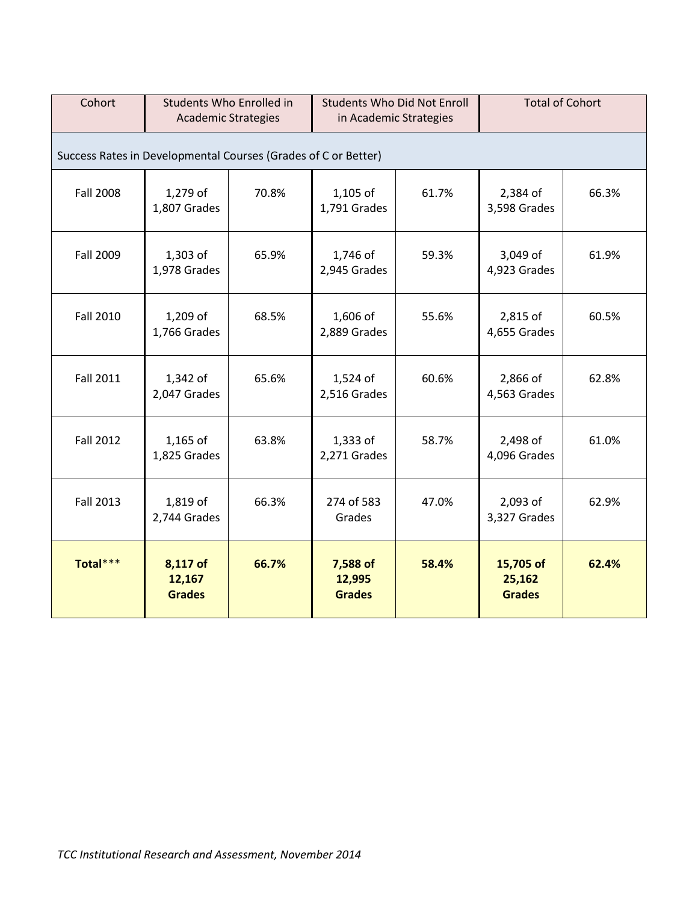| Cohort | Students Who Enrolled in Academic Strategies | | Students Who Did Not Enroll in Academic Strategies | | Total of Cohort | |
|---|---|---|---|---|---|---|
| Success Rates in Developmental Courses (Grades of C or Better) | | | | | | |
| Fall 2008 | 1,279 of 1,807 Grades | 70.8% | 1,105 of 1,791 Grades | 61.7% | 2,384 of 3,598 Grades | 66.3% |
| Fall 2009 | 1,303 of 1,978 Grades | 65.9% | 1,746 of 2,945 Grades | 59.3% | 3,049 of 4,923 Grades | 61.9% |
| Fall 2010 | 1,209 of 1,766 Grades | 68.5% | 1,606 of 2,889 Grades | 55.6% | 2,815 of 4,655 Grades | 60.5% |
| Fall 2011 | 1,342 of 2,047 Grades | 65.6% | 1,524 of 2,516 Grades | 60.6% | 2,866 of 4,563 Grades | 62.8% |
| Fall 2012 | 1,165 of 1,825 Grades | 63.8% | 1,333 of 2,271 Grades | 58.7% | 2,498 of 4,096 Grades | 61.0% |
| Fall 2013 | 1,819 of 2,744 Grades | 66.3% | 274 of 583 Grades | 47.0% | 2,093 of 3,327 Grades | 62.9% |
| **Total*** ** | **8,117 of 12,167 Grades** | **66.7%** | **7,588 of 12,995 Grades** | **58.4%** | **15,705 of 25,162 Grades** | **62.4%** |

*TCC Institutional Research and Assessment, November 2014*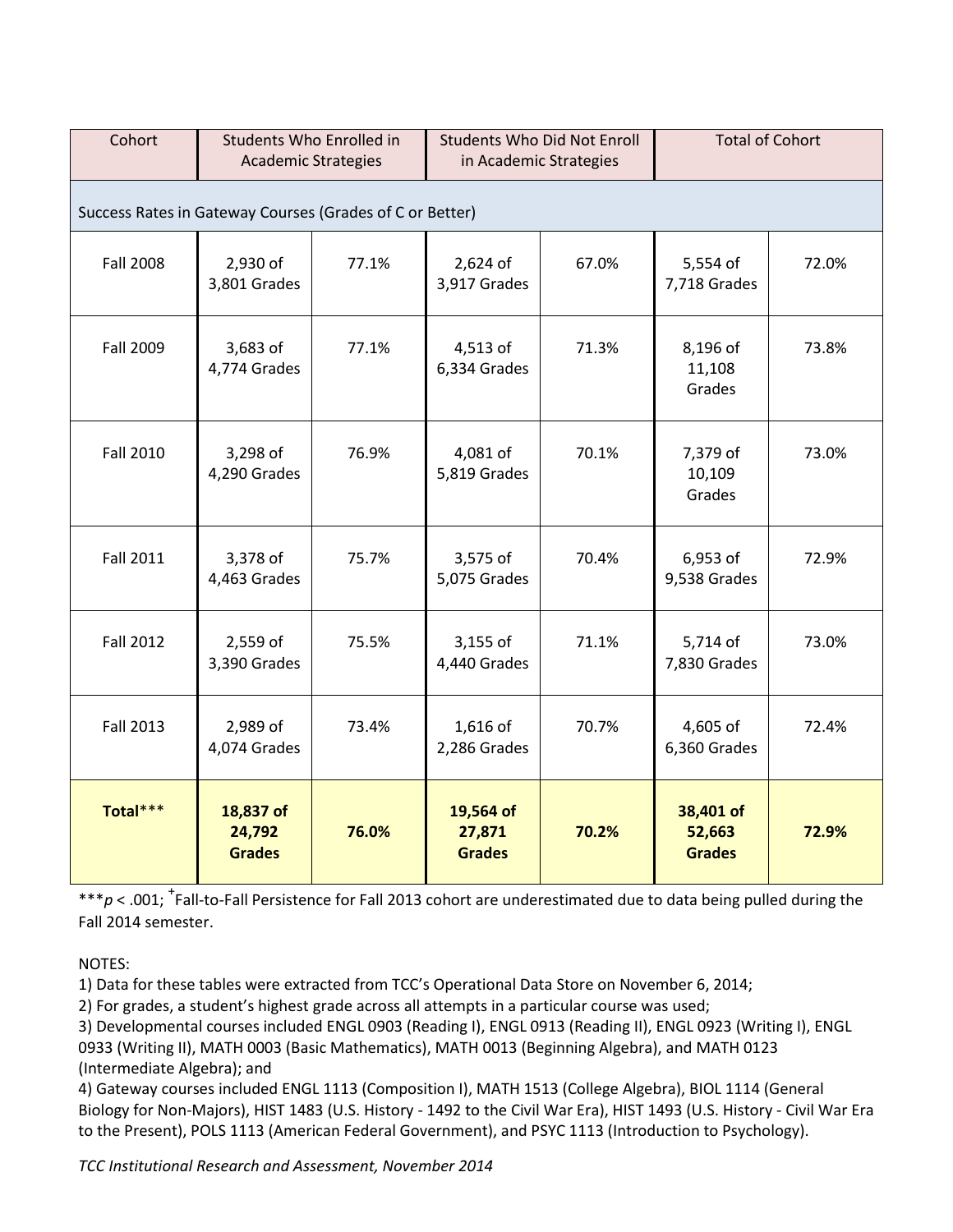| Cohort | Students Who Enrolled in Academic Strategies | | Students Who Did Not Enroll in Academic Strategies | | Total of Cohort | |
|---|---|---|---|---|---|---|
| Success Rates in Gateway Courses (Grades of C or Better) | | | | | | |
| Fall 2008 | 2,930 of 3,801 Grades | 77.1% | 2,624 of 3,917 Grades | 67.0% | 5,554 of 7,718 Grades | 72.0% |
| Fall 2009 | 3,683 of 4,774 Grades | 77.1% | 4,513 of 6,334 Grades | 71.3% | 8,196 of 11,108 Grades | 73.8% |
| Fall 2010 | 3,298 of 4,290 Grades | 76.9% | 4,081 of 5,819 Grades | 70.1% | 7,379 of 10,109 Grades | 73.0% |
| Fall 2011 | 3,378 of 4,463 Grades | 75.7% | 3,575 of 5,075 Grades | 70.4% | 6,953 of 9,538 Grades | 72.9% |
| Fall 2012 | 2,559 of 3,390 Grades | 75.5% | 3,155 of 4,440 Grades | 71.1% | 5,714 of 7,830 Grades | 73.0% |
| Fall 2013 | 2,989 of 4,074 Grades | 73.4% | 1,616 of 2,286 Grades | 70.7% | 4,605 of 6,360 Grades | 72.4% |
| **Total*** ** | **18,837 of 24,792 Grades** | **76.0%** | **19,564 of 27,871 Grades** | **70.2%** | **38,401 of 52,663 Grades** | **72.9%** |

***$p < .001$; +Fall-to-Fall Persistence for Fall 2013 cohort are underestimated due to data being pulled during the Fall 2014 semester.

NOTES:
1) Data for these tables were extracted from TCC's Operational Data Store on November 6, 2014;
2) For grades, a student's highest grade across all attempts in a particular course was used;
3) Developmental courses included ENGL 0903 (Reading I), ENGL 0913 (Reading II), ENGL 0923 (Writing I), ENGL 0933 (Writing II), MATH 0003 (Basic Mathematics), MATH 0013 (Beginning Algebra), and MATH 0123 (Intermediate Algebra); and
4) Gateway courses included ENGL 1113 (Composition I), MATH 1513 (College Algebra), BIOL 1114 (General Biology for Non-Majors), HIST 1483 (U.S. History - 1492 to the Civil War Era), HIST 1493 (U.S. History - Civil War Era to the Present), POLS 1113 (American Federal Government), and PSYC 1113 (Introduction to Psychology).

*TCC Institutional Research and Assessment, November 2014*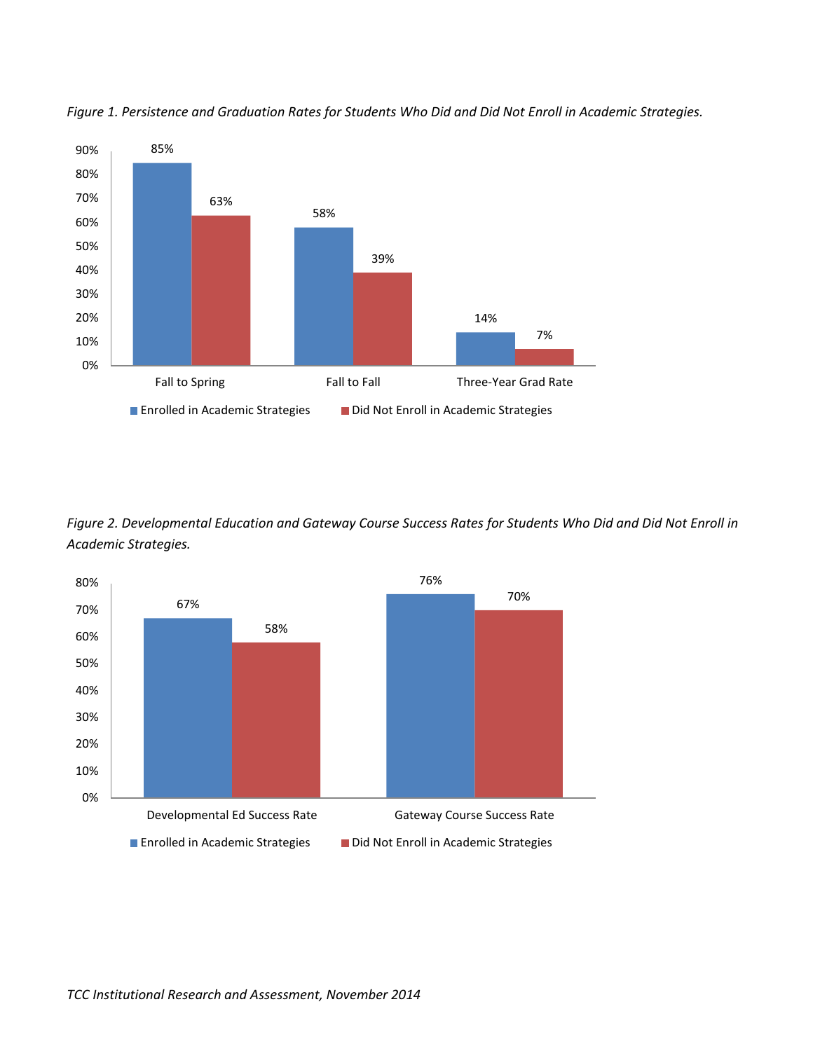*Figure 1. Persistence and Graduation Rates for Students Who Did and Did Not Enroll in Academic Strategies.*

| | Fall to Spring | Fall to Fall | Three-Year Grad Rate |
|---|---|---|---|
| Enrolled in Academic Strategies | 85% | 58% | 14% |
| Did Not Enroll in Academic Strategies | 63% | 39% | 7% |

*Figure 2. Developmental Education and Gateway Course Success Rates for Students Who Did and Did Not Enroll in Academic Strategies.*

| | Developmental Ed Success Rate | Gateway Course Success Rate |
|---|---|---|
| Enrolled in Academic Strategies | 67% | 76% |
| Did Not Enroll in Academic Strategies | 58% | 70% |

*TCC Institutional Research and Assessment, November 2014*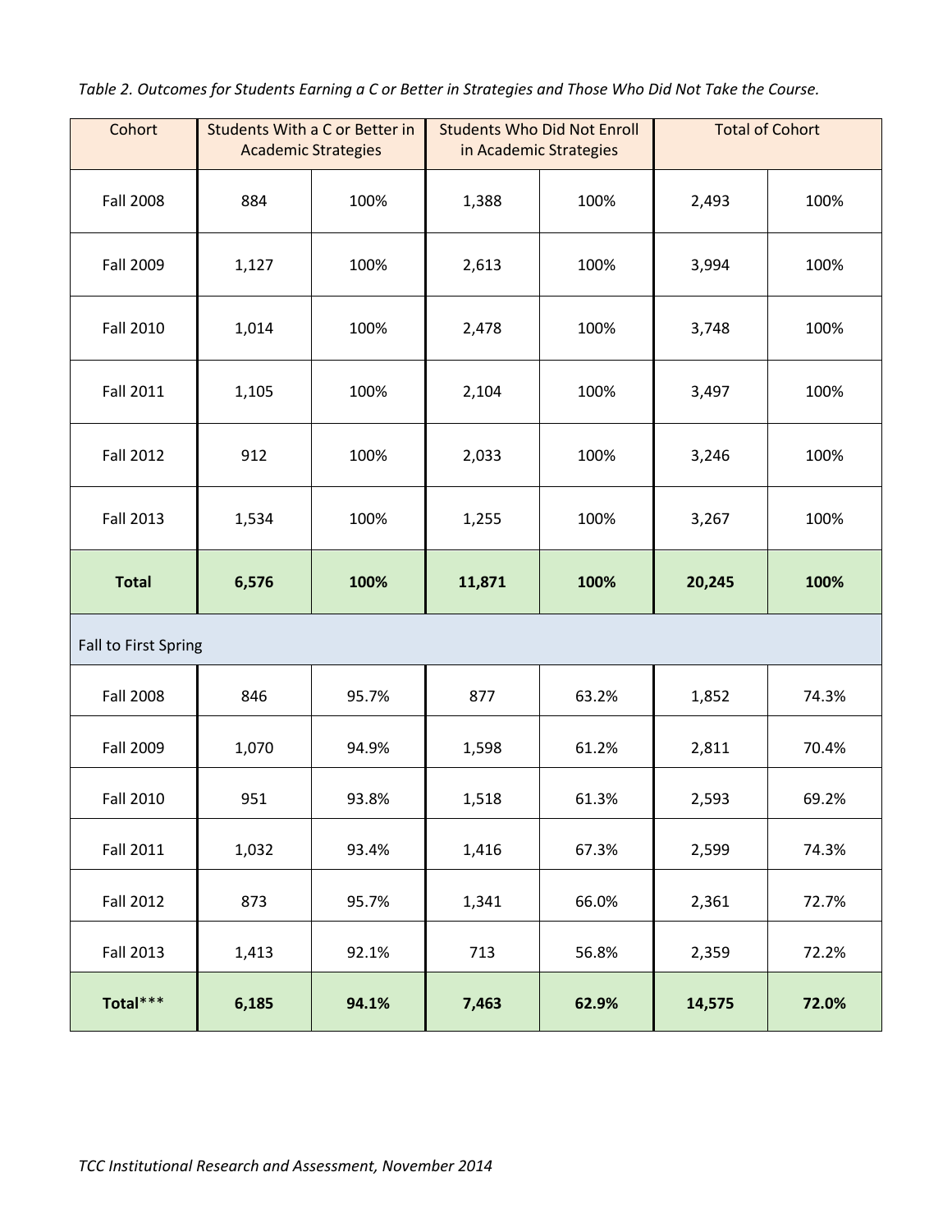*Table 2. Outcomes for Students Earning a C or Better in Strategies and Those Who Did Not Take the Course.*

| Cohort | Students With a C or Better in Academic Strategies | | Students Who Did Not Enroll in Academic Strategies | | Total of Cohort | |
|---|---|---|---|---|---|---|
| Fall 2008 | 884 | 100% | 1,388 | 100% | 2,493 | 100% |
| Fall 2009 | 1,127 | 100% | 2,613 | 100% | 3,994 | 100% |
| Fall 2010 | 1,014 | 100% | 2,478 | 100% | 3,748 | 100% |
| Fall 2011 | 1,105 | 100% | 2,104 | 100% | 3,497 | 100% |
| Fall 2012 | 912 | 100% | 2,033 | 100% | 3,246 | 100% |
| Fall 2013 | 1,534 | 100% | 1,255 | 100% | 3,267 | 100% |
| **Total** | **6,576** | **100%** | **11,871** | **100%** | **20,245** | **100%** |
| Fall to First Spring | | | | | | |
| Fall 2008 | 846 | 95.7% | 877 | 63.2% | 1,852 | 74.3% |
| Fall 2009 | 1,070 | 94.9% | 1,598 | 61.2% | 2,811 | 70.4% |
| Fall 2010 | 951 | 93.8% | 1,518 | 61.3% | 2,593 | 69.2% |
| Fall 2011 | 1,032 | 93.4% | 1,416 | 67.3% | 2,599 | 74.3% |
| Fall 2012 | 873 | 95.7% | 1,341 | 66.0% | 2,361 | 72.7% |
| Fall 2013 | 1,413 | 92.1% | 713 | 56.8% | 2,359 | 72.2% |
| **Total*** ** | **6,185** | **94.1%** | **7,463** | **62.9%** | **14,575** | **72.0%** |

*TCC Institutional Research and Assessment, November 2014*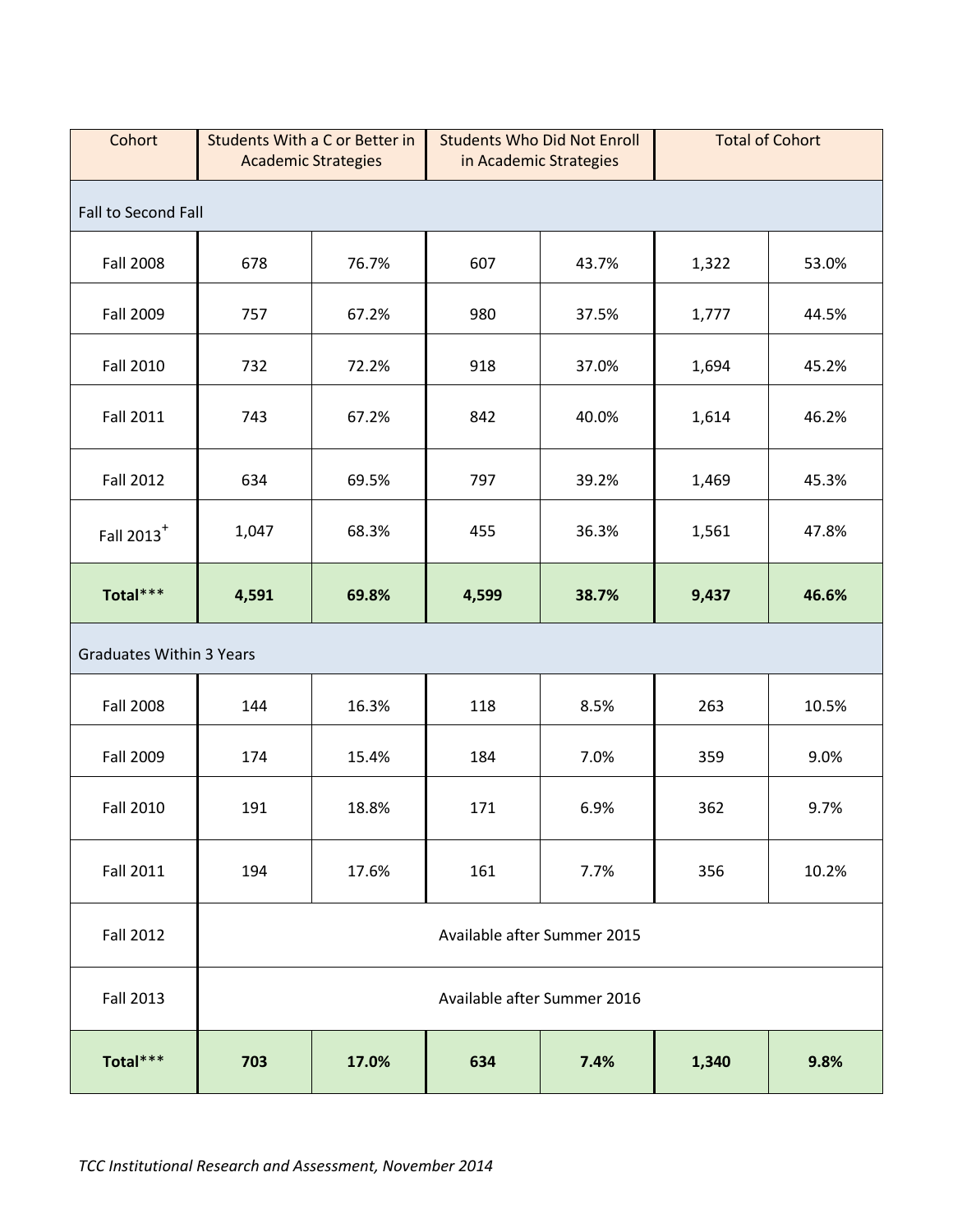| Cohort | Students With a C or Better in Academic Strategies | | Students Who Did Not Enroll in Academic Strategies | | Total of Cohort | |
|---|---|---|---|---|---|---|
| Fall to Second Fall | | | | | | |
| Fall 2008 | 678 | 76.7% | 607 | 43.7% | 1,322 | 53.0% |
| Fall 2009 | 757 | 67.2% | 980 | 37.5% | 1,777 | 44.5% |
| Fall 2010 | 732 | 72.2% | 918 | 37.0% | 1,694 | 45.2% |
| Fall 2011 | 743 | 67.2% | 842 | 40.0% | 1,614 | 46.2% |
| Fall 2012 | 634 | 69.5% | 797 | 39.2% | 1,469 | 45.3% |
| Fall 2013+ | 1,047 | 68.3% | 455 | 36.3% | 1,561 | 47.8% |
| **Total*** ** | **4,591** | **69.8%** | **4,599** | **38.7%** | **9,437** | **46.6%** |
| Graduates Within 3 Years | | | | | | |
| Fall 2008 | 144 | 16.3% | 118 | 8.5% | 263 | 10.5% |
| Fall 2009 | 174 | 15.4% | 184 | 7.0% | 359 | 9.0% |
| Fall 2010 | 191 | 18.8% | 171 | 6.9% | 362 | 9.7% |
| Fall 2011 | 194 | 17.6% | 161 | 7.7% | 356 | 10.2% |
| Fall 2012 | Available after Summer 2015 | | | | | |
| Fall 2013 | Available after Summer 2016 | | | | | |
| **Total*** ** | **703** | **17.0%** | **634** | **7.4%** | **1,340** | **9.8%** |

*TCC Institutional Research and Assessment, November 2014*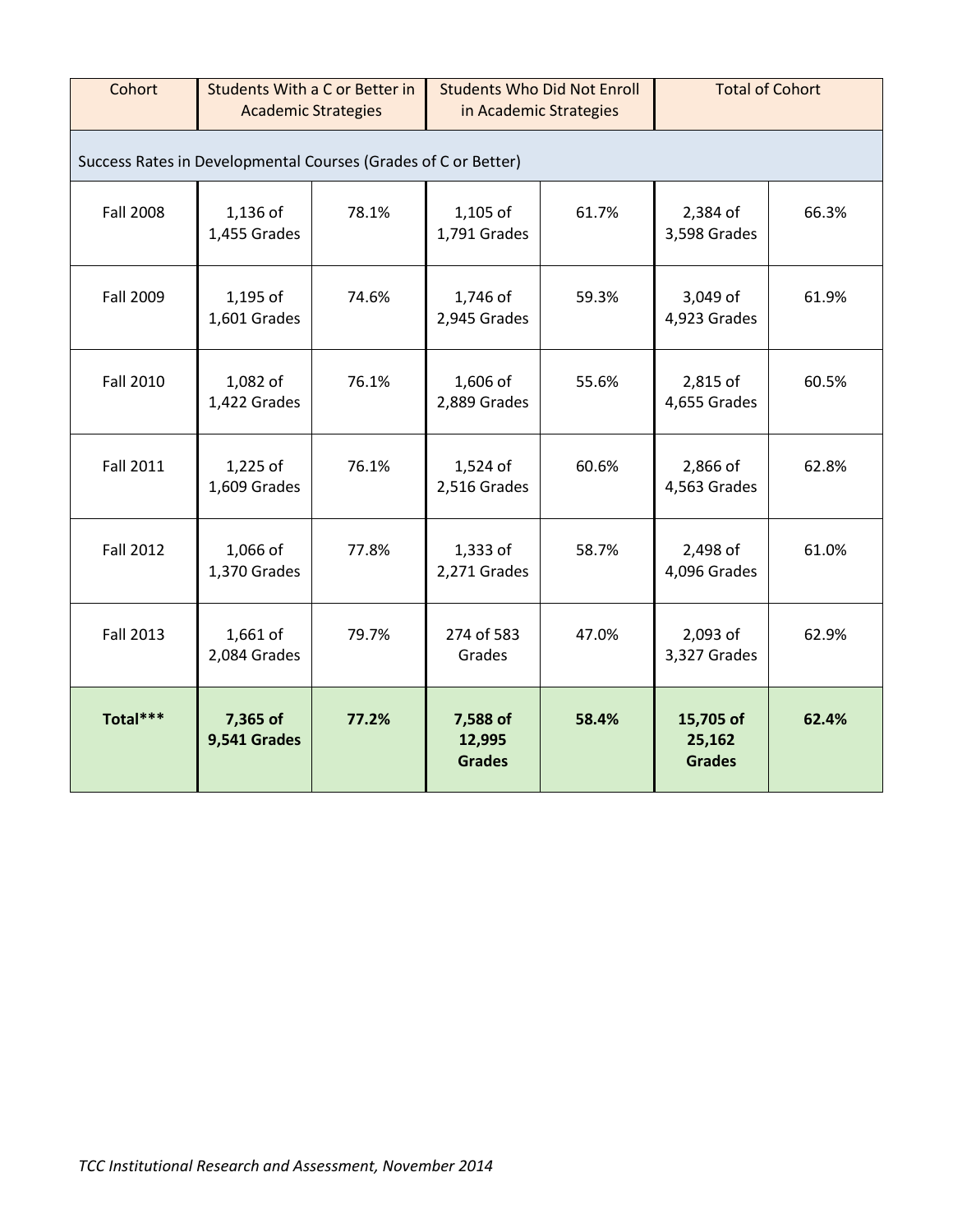| Cohort | Students With a C or Better in Academic Strategies | | Students Who Did Not Enroll in Academic Strategies | | Total of Cohort | |
|---|---|---|---|---|---|---|
| Success Rates in Developmental Courses (Grades of C or Better) | | | | | | |
| Fall 2008 | 1,136 of 1,455 Grades | 78.1% | 1,105 of 1,791 Grades | 61.7% | 2,384 of 3,598 Grades | 66.3% |
| Fall 2009 | 1,195 of 1,601 Grades | 74.6% | 1,746 of 2,945 Grades | 59.3% | 3,049 of 4,923 Grades | 61.9% |
| Fall 2010 | 1,082 of 1,422 Grades | 76.1% | 1,606 of 2,889 Grades | 55.6% | 2,815 of 4,655 Grades | 60.5% |
| Fall 2011 | 1,225 of 1,609 Grades | 76.1% | 1,524 of 2,516 Grades | 60.6% | 2,866 of 4,563 Grades | 62.8% |
| Fall 2012 | 1,066 of 1,370 Grades | 77.8% | 1,333 of 2,271 Grades | 58.7% | 2,498 of 4,096 Grades | 61.0% |
| Fall 2013 | 1,661 of 2,084 Grades | 79.7% | 274 of 583 Grades | 47.0% | 2,093 of 3,327 Grades | 62.9% |
| **Total*** ** | **7,365 of 9,541 Grades** | **77.2%** | **7,588 of 12,995 Grades** | **58.4%** | **15,705 of 25,162 Grades** | **62.4%** |

*TCC Institutional Research and Assessment, November 2014*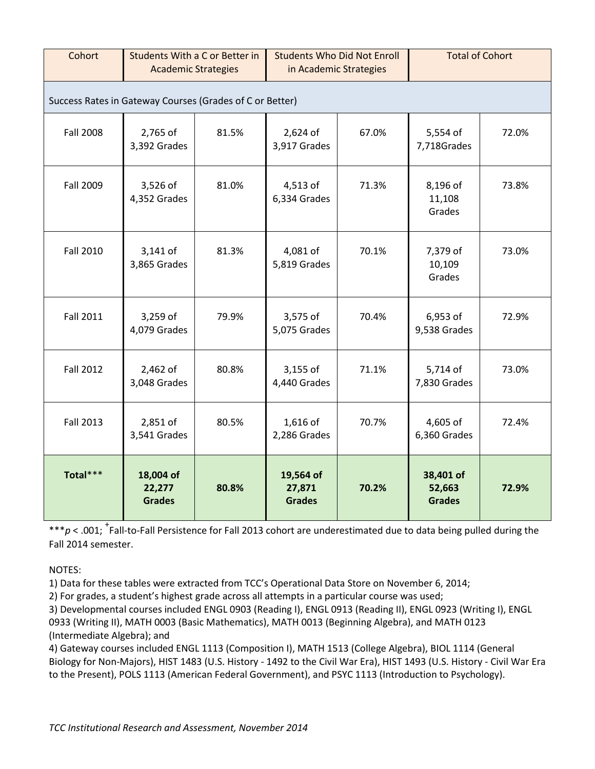| Cohort | Students With a C or Better in Academic Strategies | | Students Who Did Not Enroll in Academic Strategies | | Total of Cohort | |
|---|---|---|---|---|---|---|
| Success Rates in Gateway Courses (Grades of C or Better) | | | | | | |
| Fall 2008 | 2,765 of 3,392 Grades | 81.5% | 2,624 of 3,917 Grades | 67.0% | 5,554 of 7,718Grades | 72.0% |
| Fall 2009 | 3,526 of 4,352 Grades | 81.0% | 4,513 of 6,334 Grades | 71.3% | 8,196 of 11,108 Grades | 73.8% |
| Fall 2010 | 3,141 of 3,865 Grades | 81.3% | 4,081 of 5,819 Grades | 70.1% | 7,379 of 10,109 Grades | 73.0% |
| Fall 2011 | 3,259 of 4,079 Grades | 79.9% | 3,575 of 5,075 Grades | 70.4% | 6,953 of 9,538 Grades | 72.9% |
| Fall 2012 | 2,462 of 3,048 Grades | 80.8% | 3,155 of 4,440 Grades | 71.1% | 5,714 of 7,830 Grades | 73.0% |
| Fall 2013 | 2,851 of 3,541 Grades | 80.5% | 1,616 of 2,286 Grades | 70.7% | 4,605 of 6,360 Grades | 72.4% |
| **Total*****| **18,004 of 22,277 Grades** | **80.8%** | **19,564 of 27,871 Grades** | **70.2%** | **38,401 of 52,663 Grades** | **72.9%** |

***$p < .001$; [+]Fall-to-Fall Persistence for Fall 2013 cohort are underestimated due to data being pulled during the Fall 2014 semester.

NOTES:
1) Data for these tables were extracted from TCC's Operational Data Store on November 6, 2014;
2) For grades, a student's highest grade across all attempts in a particular course was used;
3) Developmental courses included ENGL 0903 (Reading I), ENGL 0913 (Reading II), ENGL 0923 (Writing I), ENGL 0933 (Writing II), MATH 0003 (Basic Mathematics), MATH 0013 (Beginning Algebra), and MATH 0123 (Intermediate Algebra); and
4) Gateway courses included ENGL 1113 (Composition I), MATH 1513 (College Algebra), BIOL 1114 (General Biology for Non-Majors), HIST 1483 (U.S. History - 1492 to the Civil War Era), HIST 1493 (U.S. History - Civil War Era to the Present), POLS 1113 (American Federal Government), and PSYC 1113 (Introduction to Psychology).

*TCC Institutional Research and Assessment, November 2014*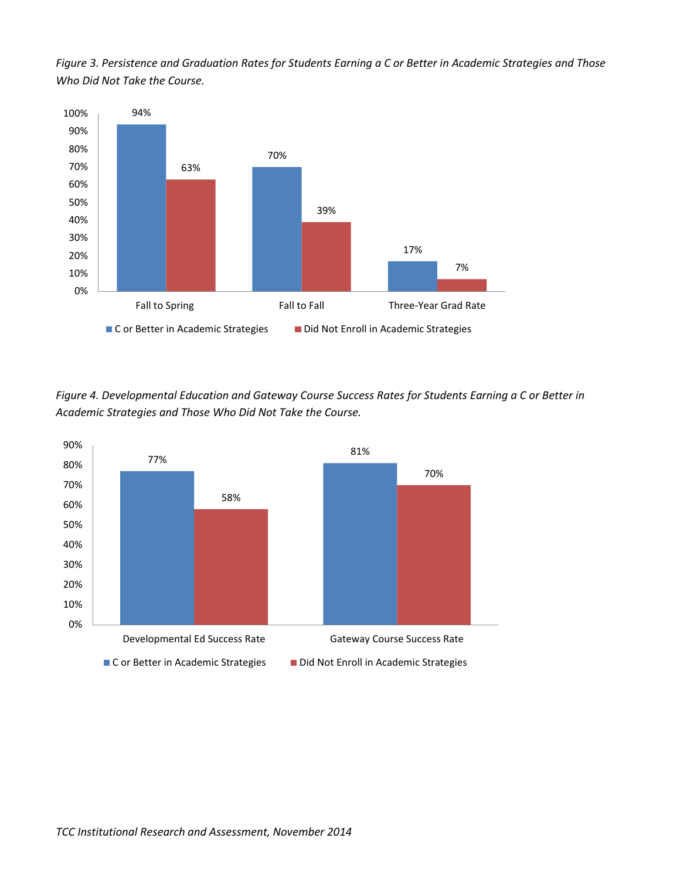*Figure 3. Persistence and Graduation Rates for Students Earning a C or Better in Academic Strategies and Those Who Did Not Take the Course.*

100%
90%
80%
70%
60%
50%
40%
30%
20%
10%
0%

94%
63%
70%
39%
17%
7%

Fall to Spring
Fall to Fall
Three-Year Grad Rate

C or Better in Academic Strategies
Did Not Enroll in Academic Strategies

*Figure 4. Developmental Education and Gateway Course Success Rates for Students Earning a C or Better in Academic Strategies and Those Who Did Not Take the Course.*

90%
80%
70%
60%
50%
40%
30%
20%
10%
0%

77%
58%
81%
70%

Developmental Ed Success Rate
Gateway Course Success Rate

C or Better in Academic Strategies
Did Not Enroll in Academic Strategies

*TCC Institutional Research and Assessment, November 2014*